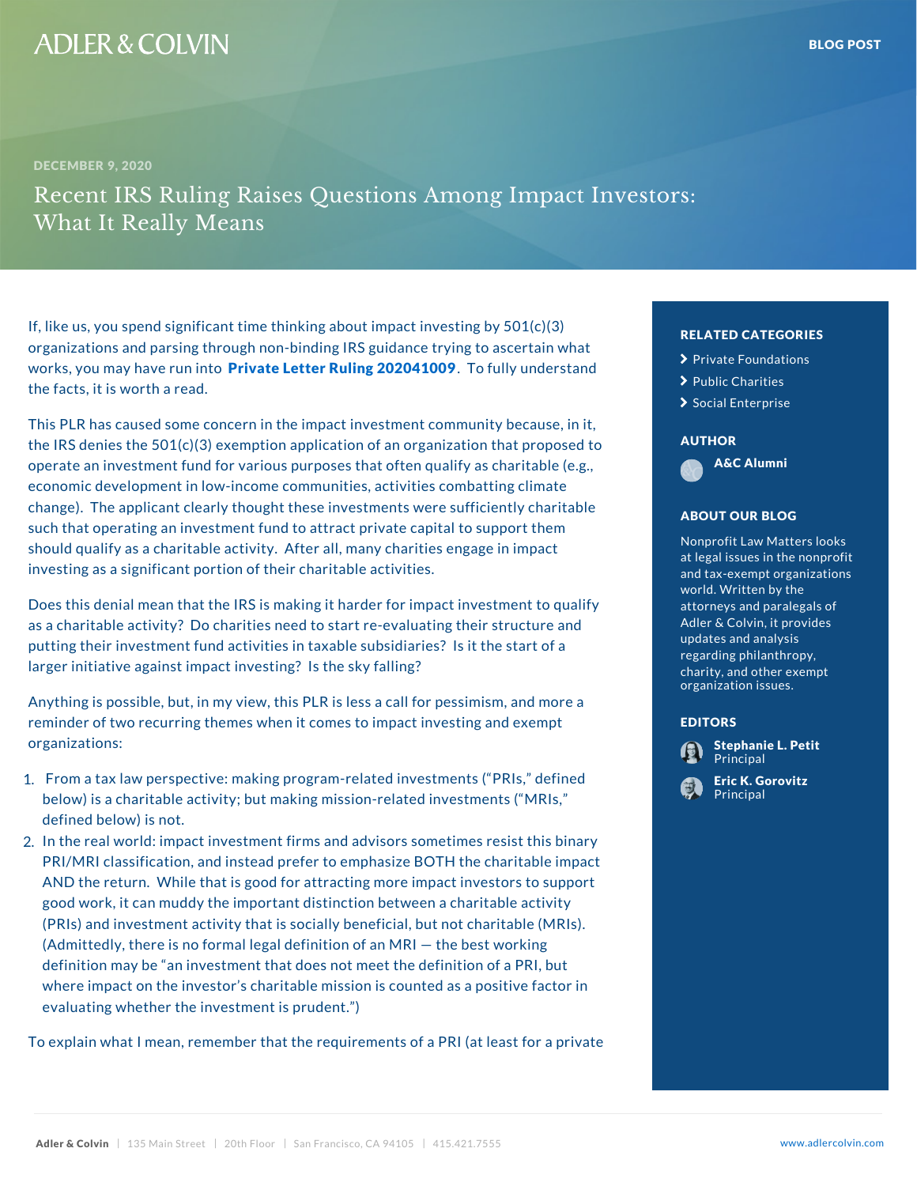BLOG POST

DECEMBER 9, 2020

# Recent IRS Ruling Raises Questions Among Impact Investors: What It Really Means

If, like us, you spend significant time thinking about impact investing by 501(c)(3) organizations and parsing through non-binding IRS guidance trying to ascertain what works, you may have run into **Private Letter Ruling 202041009**. To fully understand the facts, it is worth a read.

This PLR has caused some concern in the impact investment community because, in it, the IRS denies the 501(c)(3) exemption application of an organization that proposed to operate an investment fund for various purposes that often qualify as charitable (e.g., economic development in low-income communities, activities combatting climate change). The applicant clearly thought these investments were sufficiently charitable such that operating an investment fund to attract private capital to support them should qualify as a charitable activity. After all, many charities engage in impact investing as a significant portion of their charitable activities.

Does this denial mean that the IRS is making it harder for impact investment to qualify as a charitable activity? Do charities need to start re-evaluating their structure and putting their investment fund activities in taxable subsidiaries? Is it the start of a larger initiative against impact investing? Is the sky falling?

Anything is possible, but, in my view, this PLR is less a call for pessimism, and more a reminder of two recurring themes when it comes to impact investing and exempt organizations:

1. From a tax law perspective: making program-related investments ("PRIs," defined below) is a charitable activity; but making mission-related investments ("MRIs," defined below) is not.
2. In the real world: impact investment firms and advisors sometimes resist this binary PRI/MRI classification, and instead prefer to emphasize BOTH the charitable impact AND the return. While that is good for attracting more impact investors to support good work, it can muddy the important distinction between a charitable activity (PRIs) and investment activity that is socially beneficial, but not charitable (MRIs). (Admittedly, there is no formal legal definition of an MRI — the best working definition may be "an investment that does not meet the definition of a PRI, but where impact on the investor's charitable mission is counted as a positive factor in evaluating whether the investment is prudent.")

To explain what I mean, remember that the requirements of a PRI (at least for a private

**RELATED CATEGORIES**

- Private Foundations
- Public Charities
- Social Enterprise

**AUTHOR**

A&C Alumni

**ABOUT OUR BLOG**

Nonprofit Law Matters looks at legal issues in the nonprofit and tax-exempt organizations world. Written by the attorneys and paralegals of Adler & Colvin, it provides updates and analysis regarding philanthropy, charity, and other exempt organization issues.

**EDITORS**

**Stephanie L. Petit**
Principal

**Eric K. Gorovitz**
Principal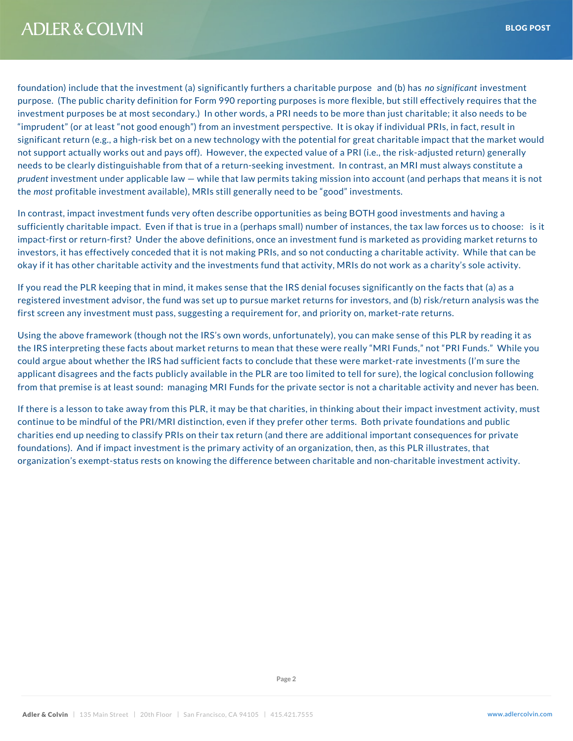foundation) include that the investment (a) significantly furthers a charitable purpose and (b) has *no significant* investment purpose. (The public charity definition for Form 990 reporting purposes is more flexible, but still effectively requires that the investment purposes be at most secondary.) In other words, a PRI needs to be more than just charitable; it also needs to be "imprudent" (or at least "not good enough") from an investment perspective. It is okay if individual PRIs, in fact, result in significant return (e.g., a high-risk bet on a new technology with the potential for great charitable impact that the market would not support actually works out and pays off). However, the expected value of a PRI (i.e., the risk-adjusted return) generally needs to be clearly distinguishable from that of a return-seeking investment. In contrast, an MRI must always constitute a *prudent* investment under applicable law — while that law permits taking mission into account (and perhaps that means it is not the *most* profitable investment available), MRIs still generally need to be "good" investments.

In contrast, impact investment funds very often describe opportunities as being BOTH good investments and having a sufficiently charitable impact. Even if that is true in a (perhaps small) number of instances, the tax law forces us to choose: is it impact-first or return-first? Under the above definitions, once an investment fund is marketed as providing market returns to investors, it has effectively conceded that it is not making PRIs, and so not conducting a charitable activity. While that can be okay if it has other charitable activity and the investments fund that activity, MRIs do not work as a charity's sole activity.

If you read the PLR keeping that in mind, it makes sense that the IRS denial focuses significantly on the facts that (a) as a registered investment advisor, the fund was set up to pursue market returns for investors, and (b) risk/return analysis was the first screen any investment must pass, suggesting a requirement for, and priority on, market-rate returns.

Using the above framework (though not the IRS's own words, unfortunately), you can make sense of this PLR by reading it as the IRS interpreting these facts about market returns to mean that these were really "MRI Funds," not "PRI Funds." While you could argue about whether the IRS had sufficient facts to conclude that these were market-rate investments (I'm sure the applicant disagrees and the facts publicly available in the PLR are too limited to tell for sure), the logical conclusion following from that premise is at least sound: managing MRI Funds for the private sector is not a charitable activity and never has been.

If there is a lesson to take away from this PLR, it may be that charities, in thinking about their impact investment activity, must continue to be mindful of the PRI/MRI distinction, even if they prefer other terms. Both private foundations and public charities end up needing to classify PRIs on their tax return (and there are additional important consequences for private foundations). And if impact investment is the primary activity of an organization, then, as this PLR illustrates, that organization's exempt-status rests on knowing the difference between charitable and non-charitable investment activity.